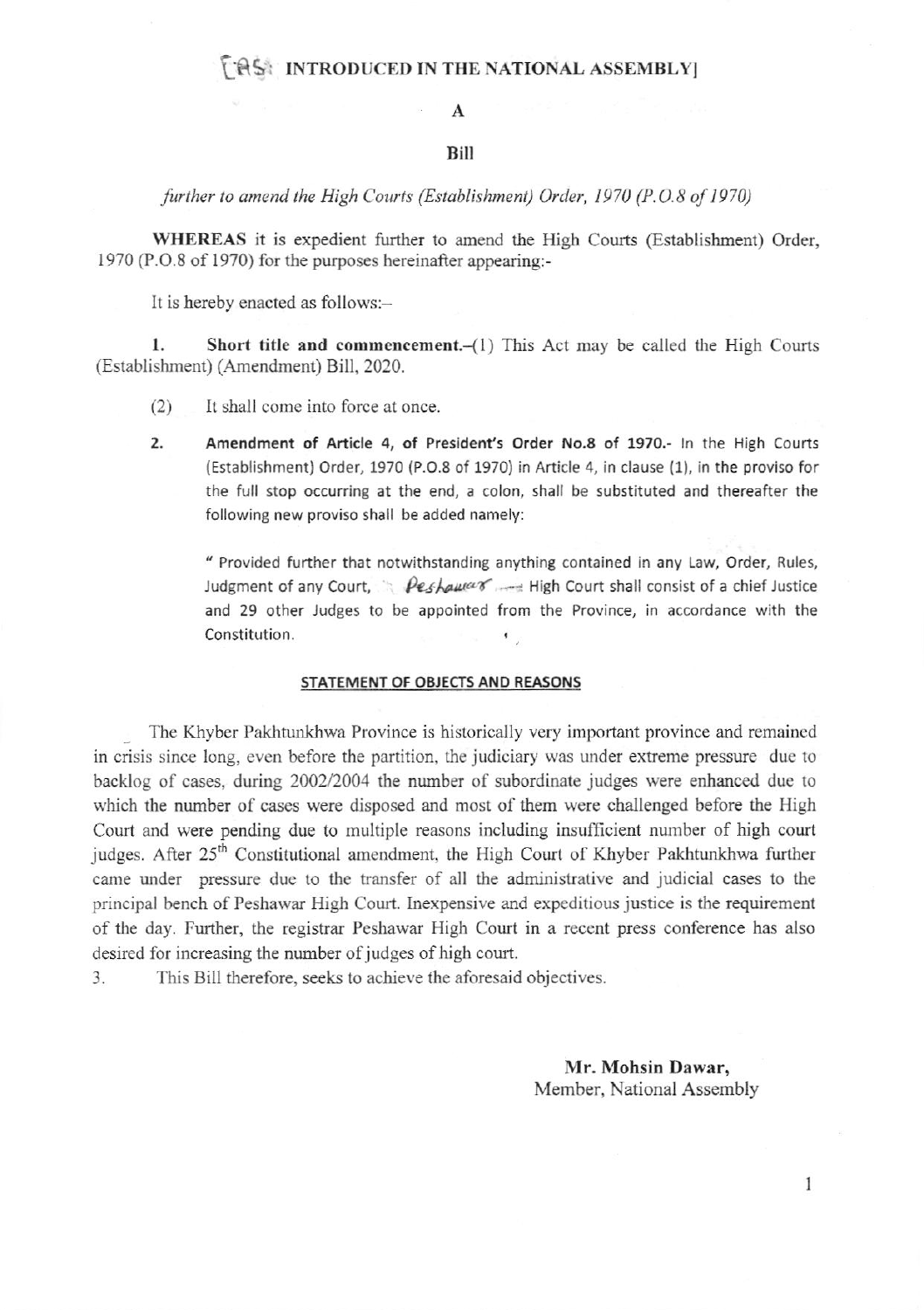[AS: INTRODUCED IN THE NATIONAL ASSEMBLY]

# A

# Bill

*further to amend the High Courts (Establishment) Order, 1970 (P.O.8 of 1970)*

**WHEREAS** it is expedient further to amend the High Courts (Establishment) Order, 1970 (P.O.8 of 1970) for the purposes hereinafter appearing:-

It is hereby enacted as follows:–

**1. Short title and commencement.**–(1) This Act may be called the High Courts (Establishment) (Amendment) Bill, 2020.

(2) It shall come into force at once.

**2. Amendment of Article 4, of President's Order No.8 of 1970.-** In the High Courts (Establishment) Order, 1970 (P.O.8 of 1970) in Article 4, in clause (1), in the proviso for the full stop occurring at the end, a colon, shall be substituted and thereafter the following new proviso shall be added namely:

> " Provided further that notwithstanding anything contained in any Law, Order, Rules, Judgment of any Court, Peshawar High Court shall consist of a chief Justice and 29 other Judges to be appointed from the Province, in accordance with the Constitution.

## STATEMENT OF OBJECTS AND REASONS

The Khyber Pakhtunkhwa Province is historically very important province and remained in crisis since long, even before the partition, the judiciary was under extreme pressure due to backlog of cases, during 2002/2004 the number of subordinate judges were enhanced due to which the number of cases were disposed and most of them were challenged before the High Court and were pending due to multiple reasons including insufficient number of high court judges. After 25th Constitutional amendment, the High Court of Khyber Pakhtunkhwa further came under pressure due to the transfer of all the administrative and judicial cases to the principal bench of Peshawar High Court. Inexpensive and expeditious justice is the requirement of the day. Further, the registrar Peshawar High Court in a recent press conference has also desired for increasing the number of judges of high court.

3. This Bill therefore, seeks to achieve the aforesaid objectives.

**Mr. Mohsin Dawar,**
Member, National Assembly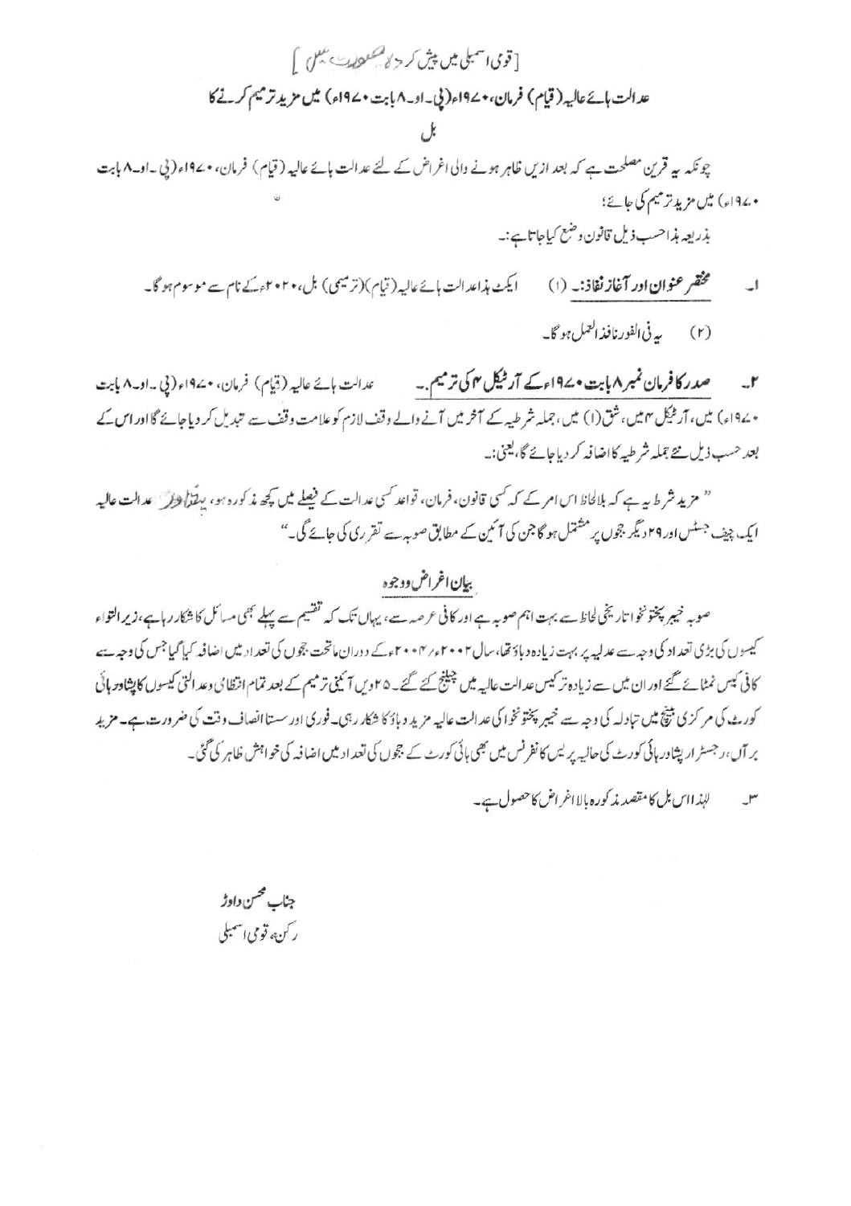[قومی اسمبلی میں پیش کردہ مسودہ بل]

# عدالت ہائے عالیہ (قیام) فرمان، ۱۹۷۰ء (پی۔او۔۸ بابت ۱۹۷۰ء) میں مزید ترمیم کرنے کا

## بل

چونکہ یہ قرین مصلحت ہے کہ بعد ازیں ظاہر ہونے والی اغراض کے لئے عدالت ہائے عالیہ (قیام) فرمان، ۱۹۷۰ء (پی۔او۔۸ بابت ۱۹۷۰ء) میں مزید ترمیم کی جائے؛

بذریعہ ہذا حسب ذیل قانون وضع کیا جاتا ہے:۔

۱۔ **مختصر عنوان اور آغاز نفاذ:۔** (۱) ایکٹ ہذا عدالت ہائے عالیہ (قیام) (ترمیمی) بل، ۲۰۲۰ء کے نام سے موسوم ہوگا۔

(۲) یہ فی الفور نافذ العمل ہوگا۔

۲۔ **صدر کا فرمان نمبر ۸ بابت ۱۹۷۰ء کے آرٹیکل ۴ کی ترمیم۔** عدالت ہائے عالیہ (قیام) فرمان، ۱۹۷۰ء (پی۔او۔۸ بابت ۱۹۷۰ء) میں، آرٹیکل ۴ میں، شق (ا) میں، جملہ شرطیہ کے آخر میں آنے والے وقف لازم کو علامت وقف سے تبدیل کر دیا جائے گا اور اس کے بعد حسب ذیل نئے جملہ شرطیہ کا اضافہ کر دیا جائے گا، یعنی:۔

"مزید شرط یہ ہے کہ بلالحاظ اس امر کے کہ کسی قانون، فرمان، قواعد کسی عدالت کے فیصلے میں کچھ مذکورہ ہو، پشاور عدالت عالیہ ایک چیف جسٹس اور ۲۹ دیگر ججوں پر مشتمل ہوگا جن کی آئین کے مطابق صوبہ سے تقرری کی جائے گی۔"

## بیان اغراض ووجوہ

صوبہ خیبر پختونخوا تاریخی لحاظ سے بہت اہم صوبہ ہے اور کافی عرصہ سے، یہاں تک کہ تقسیم سے پہلے بھی مسائل کا شکار رہا ہے، زیر التواء کیسوں کی بڑی تعداد کی وجہ سے عدلیہ پر بہت زیادہ دباؤ تھا، سال ۲۰۰۳ء/۲۰۰۴ء کے دوران ماتحت ججوں کی تعداد میں اضافہ کیا گیا جس کی وجہ سے کافی کیس نمٹائے گئے اور ان میں سے زیادہ تر کیس عدالت عالیہ میں چیلنج کئے گئے۔ ۲۵ ویں آئینی ترمیم کے بعد تمام انتظامی وعدالتی کیسوں کا پشاور ہائی کورٹ کی مرکزی بینچ میں تبادلہ کی وجہ سے خیبر پختونخوا کی عدالت عالیہ مزید دباؤ کا شکار رہی۔ فوری اور سستا انصاف وقت کی ضرورت ہے۔ مزید برآں، رجسٹرار پشاور ہائی کورٹ کی حالیہ پریس کانفرنس میں بھی ہائی کورٹ کے ججوں کی تعداد میں اضافہ کی خواہش ظاہر کی گئی۔

۳۔ لہٰذا اس بل کا مقصد مذکورہ بالا اغراض کا حصول ہے۔

جناب محسن داوڑ
رکن، قومی اسمبلی